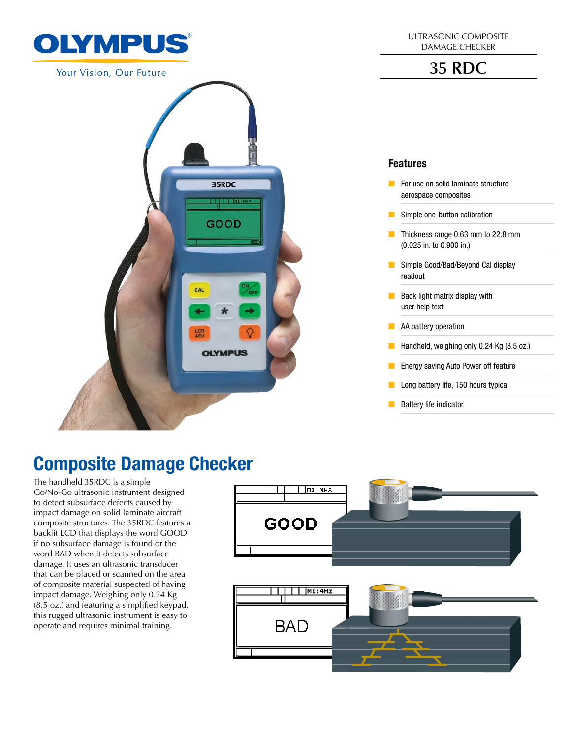OLYMPUS

Your Vision, Our Future

ULTRASONIC COMPOSITE DAMAGE CHECKER

# 35 RDC

## Features

- For use on solid laminate structure aerospace composites
- Simple one-button calibration
- Thickness range 0.63 mm to 22.8 mm (0.025 in. to 0.900 in.)
- Simple Good/Bad/Beyond Cal display readout
- Back light matrix display with user help text
- AA battery operation
- Handheld, weighing only 0.24 Kg (8.5 oz.)
- Energy saving Auto Power off feature
- Long battery life, 150 hours typical
- Battery life indicator

## Composite Damage Checker

The handheld 35RDC is a simple Go/No-Go ultrasonic instrument designed to detect subsurface defects caused by impact damage on solid laminate aircraft composite structures. The 35RDC features a backlit LCD that displays the word GOOD if no subsurface damage is found or the word BAD when it detects subsurface damage. It uses an ultrasonic transducer that can be placed or scanned on the area of composite material suspected of having impact damage. Weighing only 0.24 Kg (8.5 oz.) and featuring a simplified keypad, this rugged ultrasonic instrument is easy to operate and requires minimal training.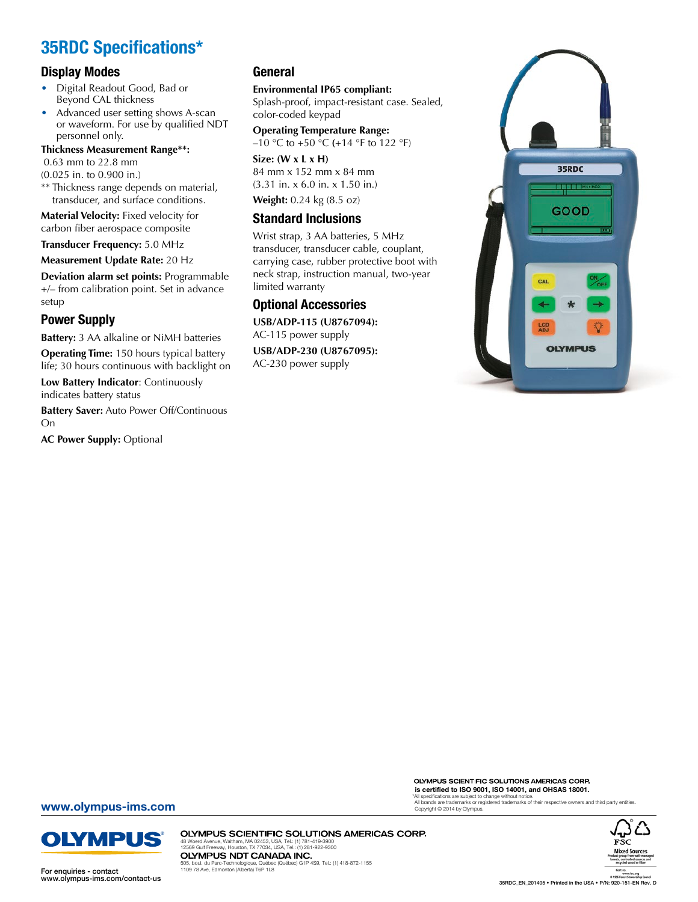# 35RDC Specifications*

## Display Modes

- Digital Readout Good, Bad or Beyond CAL thickness
- Advanced user setting shows A-scan or waveform. For use by qualified NDT personnel only.

**Thickness Measurement Range**:**
0.63 mm to 22.8 mm
(0.025 in. to 0.900 in.)
** Thickness range depends on material, transducer, and surface conditions.

**Material Velocity:** Fixed velocity for carbon fiber aerospace composite

**Transducer Frequency:** 5.0 MHz

**Measurement Update Rate:** 20 Hz

**Deviation alarm set points:** Programmable +/– from calibration point. Set in advance setup

## Power Supply

**Battery:** 3 AA alkaline or NiMH batteries

**Operating Time:** 150 hours typical battery life; 30 hours continuous with backlight on

**Low Battery Indicator**: Continuously indicates battery status

**Battery Saver:** Auto Power Off/Continuous On

**AC Power Supply:** Optional

## General

**Environmental IP65 compliant:**
Splash-proof, impact-resistant case. Sealed, color-coded keypad

**Operating Temperature Range:**
–10 °C to +50 °C (+14 °F to 122 °F)

**Size: (W x L x H)**
84 mm x 152 mm x 84 mm
(3.31 in. x 6.0 in. x 1.50 in.)

**Weight:** 0.24 kg (8.5 oz)

## Standard Inclusions

Wrist strap, 3 AA batteries, 5 MHz transducer, transducer cable, couplant, carrying case, rubber protective boot with neck strap, instruction manual, two-year limited warranty

## Optional Accessories

**USB/ADP-115 (U8767094):**
AC-115 power supply

**USB/ADP-230 (U8767095):**
AC-230 power supply

OLYMPUS SCIENTIFIC SOLUTIONS AMERICAS CORP.
is certified to ISO 9001, ISO 14001, and OHSAS 18001.
*All specifications are subject to change without notice.
All brands are trademarks or registered trademarks of their respective owners and third party entities.
Copyright © 2014 by Olympus.

www.olympus-ims.com

OLYMPUS SCIENTIFIC SOLUTIONS AMERICAS CORP.
48 Woerd Avenue, Waltham, MA 02453, USA, Tel.: (1) 781-419-3900
12569 Gulf Freeway, Houston, TX 77034, USA, Tel.: (1) 281-922-9300
OLYMPUS NDT CANADA INC.
505, boul. du Parc-Technologique, Québec (Québec) G1P 4S9, Tel.: (1) 418-872-1155
1109 78 Ave, Edmonton (Alberta) T6P 1L8

For enquiries - contact
www.olympus-ims.com/contact-us

35RDC_EN_201405 • Printed in the USA • P/N: 920-151-EN Rev. D